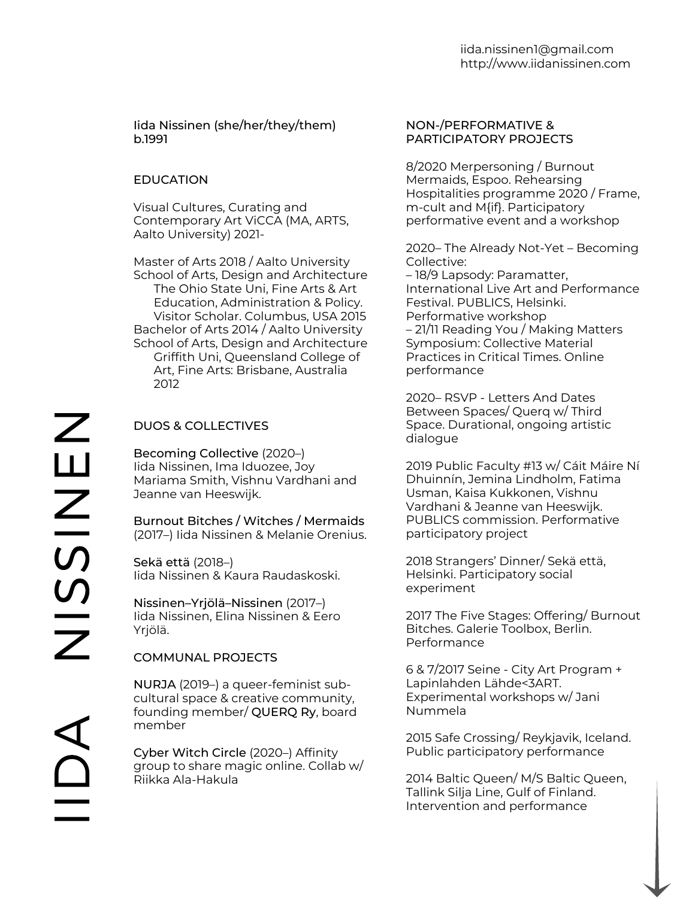iida.nissinen1@gmail.com
http://www.iidanissinen.com

# IIDA NISSINEN

Iida Nissinen (she/her/they/them)
b.1991

## EDUCATION

Visual Cultures, Curating and Contemporary Art ViCCA (MA, ARTS, Aalto University) 2021-

Master of Arts 2018 / Aalto University School of Arts, Design and Architecture
 The Ohio State Uni, Fine Arts & Art Education, Administration & Policy. Visitor Scholar. Columbus, USA 2015
Bachelor of Arts 2014 / Aalto University School of Arts, Design and Architecture
 Griffith Uni, Queensland College of Art, Fine Arts: Brisbane, Australia 2012

## DUOS & COLLECTIVES

Becoming Collective (2020–)
Iida Nissinen, Ima Iduozee, Joy Mariama Smith, Vishnu Vardhani and Jeanne van Heeswijk.

Burnout Bitches / Witches / Mermaids (2017–) Iida Nissinen & Melanie Orenius.

Sekä että (2018–)
Iida Nissinen & Kaura Raudaskoski.

Nissinen–Yrjölä–Nissinen (2017–)
Iida Nissinen, Elina Nissinen & Eero Yrjölä.

## COMMUNAL PROJECTS

NURJA (2019–) a queer-feminist sub-cultural space & creative community, founding member/ QUERQ Ry, board member

Cyber Witch Circle (2020–) Affinity group to share magic online. Collab w/ Riikka Ala-Hakula

## NON-/PERFORMATIVE & PARTICIPATORY PROJECTS

8/2020 Merpersoning / Burnout Mermaids, Espoo. Rehearsing Hospitalities programme 2020 / Frame, m-cult and M{if}. Participatory performative event and a workshop

2020– The Already Not-Yet – Becoming Collective:
– 18/9 Lapsody: Paramatter, International Live Art and Performance Festival. PUBLICS, Helsinki. Performative workshop
– 21/11 Reading You / Making Matters Symposium: Collective Material Practices in Critical Times. Online performance

2020– RSVP - Letters And Dates Between Spaces/ Querq w/ Third Space. Durational, ongoing artistic dialogue

2019 Public Faculty #13 w/ Cáit Máire Ní Dhuinnín, Jemina Lindholm, Fatima Usman, Kaisa Kukkonen, Vishnu Vardhani & Jeanne van Heeswijk. PUBLICS commission. Performative participatory project

2018 Strangers' Dinner/ Sekä että, Helsinki. Participatory social experiment

2017 The Five Stages: Offering/ Burnout Bitches. Galerie Toolbox, Berlin. Performance

6 & 7/2017 Seine - City Art Program + Lapinlahden Lähde<3ART. Experimental workshops w/ Jani Nummela

2015 Safe Crossing/ Reykjavik, Iceland. Public participatory performance

2014 Baltic Queen/ M/S Baltic Queen, Tallink Silja Line, Gulf of Finland. Intervention and performance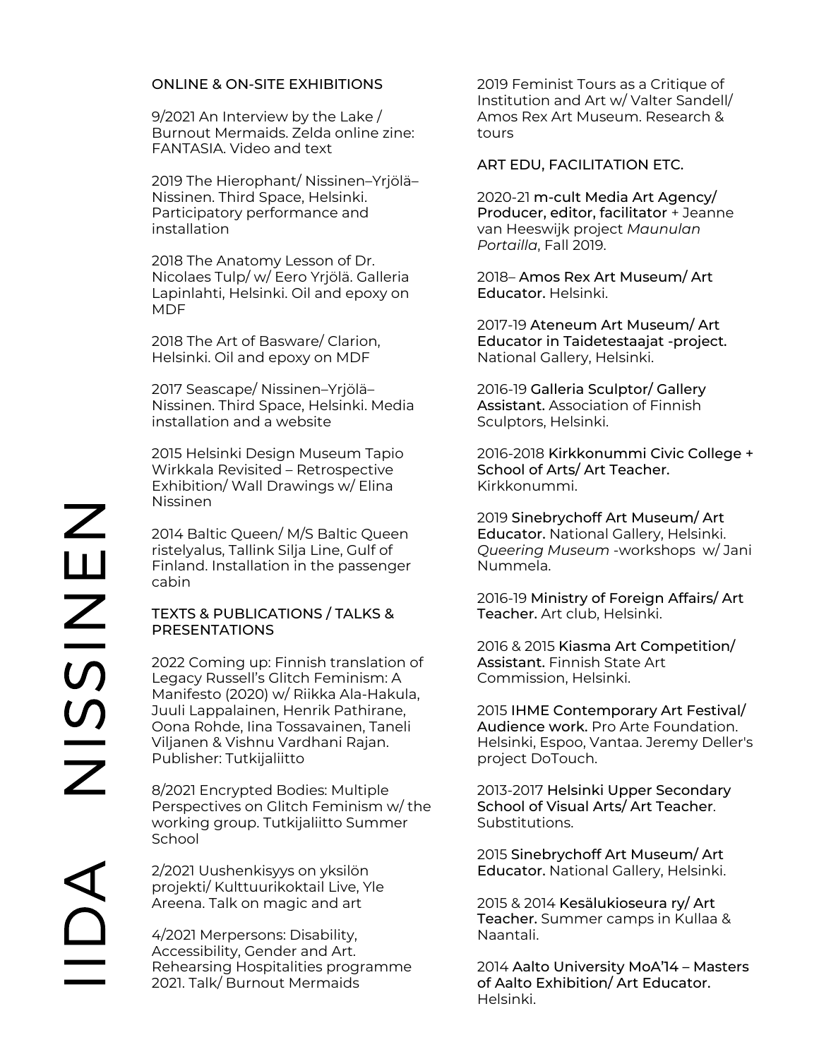## ONLINE & ON-SITE EXHIBITIONS

9/2021 An Interview by the Lake / Burnout Mermaids. Zelda online zine: FANTASIA. Video and text

2019 The Hierophant/ Nissinen–Yrjölä–Nissinen. Third Space, Helsinki. Participatory performance and installation

2018 The Anatomy Lesson of Dr. Nicolaes Tulp/ w/ Eero Yrjölä. Galleria Lapinlahti, Helsinki. Oil and epoxy on MDF

2018 The Art of Basware/ Clarion, Helsinki. Oil and epoxy on MDF

2017 Seascape/ Nissinen–Yrjölä–Nissinen. Third Space, Helsinki. Media installation and a website

2015 Helsinki Design Museum Tapio Wirkkala Revisited – Retrospective Exhibition/ Wall Drawings w/ Elina Nissinen

2014 Baltic Queen/ M/S Baltic Queen ristelyalus, Tallink Silja Line, Gulf of Finland. Installation in the passenger cabin

## TEXTS & PUBLICATIONS / TALKS & PRESENTATIONS

2022 Coming up: Finnish translation of Legacy Russell's Glitch Feminism: A Manifesto (2020) w/ Riikka Ala-Hakula, Juuli Lappalainen, Henrik Pathirane, Oona Rohde, Iina Tossavainen, Taneli Viljanen & Vishnu Vardhani Rajan. Publisher: Tutkijaliitto

8/2021 Encrypted Bodies: Multiple Perspectives on Glitch Feminism w/ the working group. Tutkijaliitto Summer School

2/2021 Uushenkisyys on yksilön projekti/ Kulttuurikoktail Live, Yle Areena. Talk on magic and art

4/2021 Merpersons: Disability, Accessibility, Gender and Art. Rehearsing Hospitalities programme 2021. Talk/ Burnout Mermaids

2019 Feminist Tours as a Critique of Institution and Art w/ Valter Sandell/ Amos Rex Art Museum. Research & tours

## ART EDU, FACILITATION ETC.

2020-21 **m-cult Media Art Agency/ Producer, editor, facilitator** + Jeanne van Heeswijk project *Maunulan Portailla*, Fall 2019.

2018– **Amos Rex Art Museum/ Art Educator.** Helsinki.

2017-19 **Ateneum Art Museum/ Art Educator in Taidetestaajat -project.** National Gallery, Helsinki.

2016-19 **Galleria Sculptor/ Gallery Assistant.** Association of Finnish Sculptors, Helsinki.

2016-2018 **Kirkkonummi Civic College + School of Arts/ Art Teacher.** Kirkkonummi.

2019 **Sinebrychoff Art Museum/ Art Educator.** National Gallery, Helsinki. *Queering Museum* -workshops w/ Jani Nummela.

2016-19 **Ministry of Foreign Affairs/ Art Teacher.** Art club, Helsinki.

2016 & 2015 **Kiasma Art Competition/ Assistant.** Finnish State Art Commission, Helsinki.

2015 **IHME Contemporary Art Festival/ Audience work.** Pro Arte Foundation. Helsinki, Espoo, Vantaa. Jeremy Deller's project DoTouch.

2013-2017 **Helsinki Upper Secondary School of Visual Arts/ Art Teacher**. Substitutions.

2015 **Sinebrychoff Art Museum/ Art Educator.** National Gallery, Helsinki.

2015 & 2014 **Kesälukioseura ry/ Art Teacher.** Summer camps in Kullaa & Naantali.

2014 **Aalto University MoA'14 – Masters of Aalto Exhibition/ Art Educator.** Helsinki.